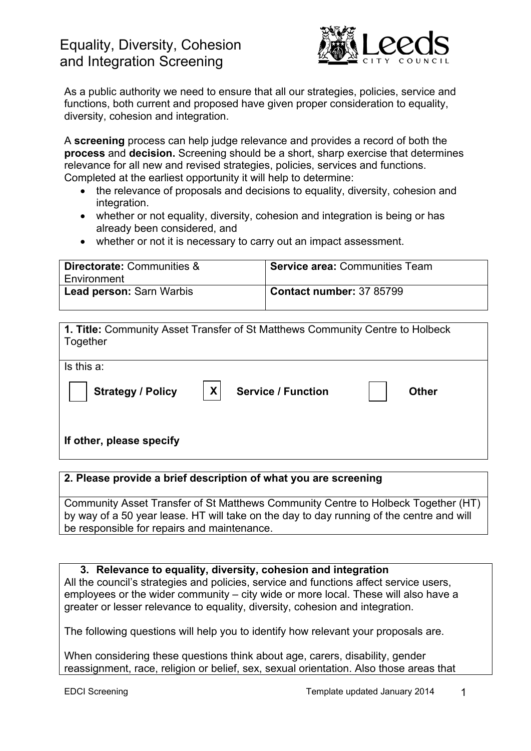# Equality, Diversity, Cohesion and Integration Screening

As a public authority we need to ensure that all our strategies, policies, service and functions, both current and proposed have given proper consideration to equality, diversity, cohesion and integration.

A **screening** process can help judge relevance and provides a record of both the **process** and **decision.** Screening should be a short, sharp exercise that determines relevance for all new and revised strategies, policies, services and functions. Completed at the earliest opportunity it will help to determine:

- the relevance of proposals and decisions to equality, diversity, cohesion and integration.
- whether or not equality, diversity, cohesion and integration is being or has already been considered, and
- whether or not it is necessary to carry out an impact assessment.

| **Directorate:** Communities & Environment | **Service area:** Communities Team |
|---|---|
| **Lead person:** Sarn Warbis | **Contact number:** 37 85799 |

**1. Title:** Community Asset Transfer of St Matthews Community Centre to Holbeck Together

Is this a:

- [ ] **Strategy / Policy**
- [X] **Service / Function**
- [ ] **Other**

**If other, please specify**

**2. Please provide a brief description of what you are screening**

Community Asset Transfer of St Matthews Community Centre to Holbeck Together (HT) by way of a 50 year lease. HT will take on the day to day running of the centre and will be responsible for repairs and maintenance.

**3. Relevance to equality, diversity, cohesion and integration**

All the council's strategies and policies, service and functions affect service users, employees or the wider community – city wide or more local. These will also have a greater or lesser relevance to equality, diversity, cohesion and integration.

The following questions will help you to identify how relevant your proposals are.

When considering these questions think about age, carers, disability, gender reassignment, race, religion or belief, sex, sexual orientation. Also those areas that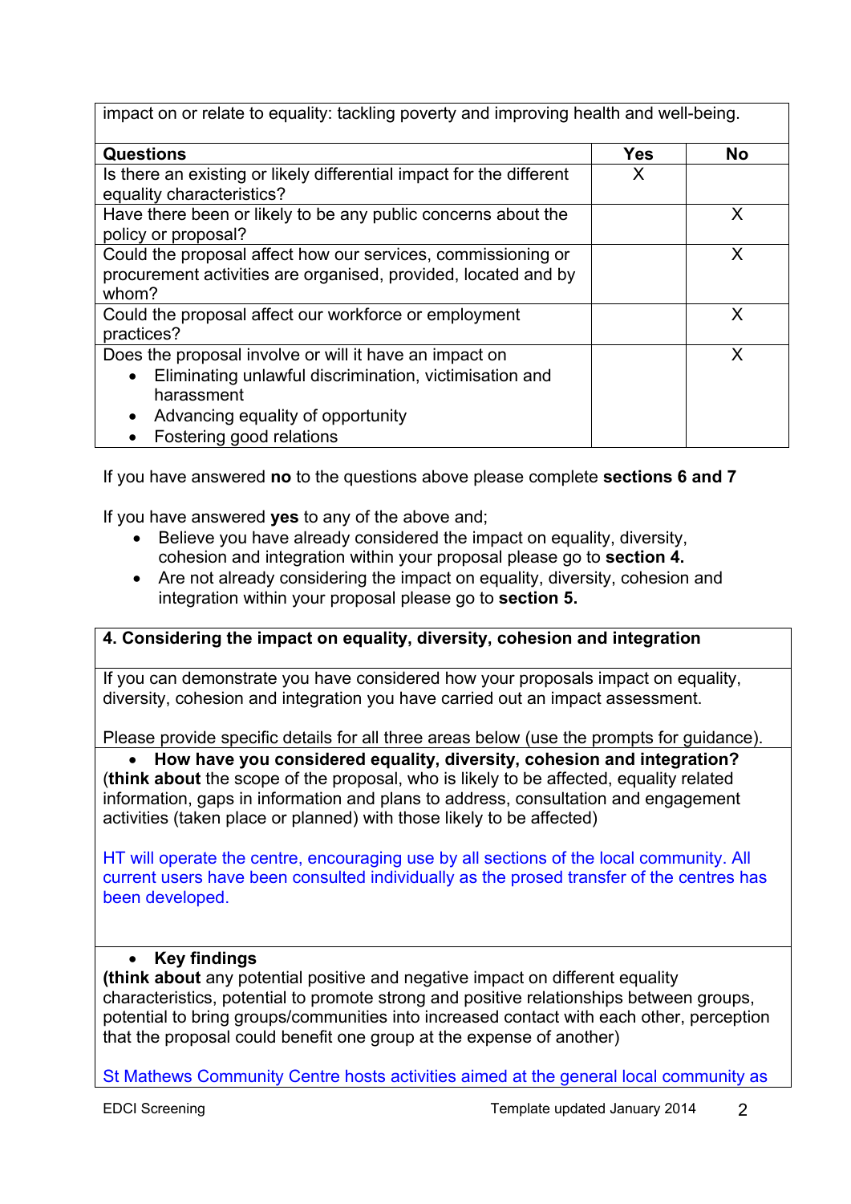impact on or relate to equality: tackling poverty and improving health and well-being.

| Questions | Yes | No |
|---|---|---|
| Is there an existing or likely differential impact for the different equality characteristics? | X | |
| Have there been or likely to be any public concerns about the policy or proposal? | | X |
| Could the proposal affect how our services, commissioning or procurement activities are organised, provided, located and by whom? | | X |
| Could the proposal affect our workforce or employment practices? | | X |
| Does the proposal involve or will it have an impact on<br>• Eliminating unlawful discrimination, victimisation and harassment<br>• Advancing equality of opportunity<br>• Fostering good relations | | X |

If you have answered **no** to the questions above please complete **sections 6 and 7**

If you have answered **yes** to any of the above and;

- Believe you have already considered the impact on equality, diversity, cohesion and integration within your proposal please go to **section 4.**
- Are not already considering the impact on equality, diversity, cohesion and integration within your proposal please go to **section 5.**

**4. Considering the impact on equality, diversity, cohesion and integration**

If you can demonstrate you have considered how your proposals impact on equality, diversity, cohesion and integration you have carried out an impact assessment.

Please provide specific details for all three areas below (use the prompts for guidance).

- **How have you considered equality, diversity, cohesion and integration?**

(**think about** the scope of the proposal, who is likely to be affected, equality related information, gaps in information and plans to address, consultation and engagement activities (taken place or planned) with those likely to be affected)

HT will operate the centre, encouraging use by all sections of the local community. All current users have been consulted individually as the prosed transfer of the centres has been developed.

- **Key findings**

**(think about** any potential positive and negative impact on different equality characteristics, potential to promote strong and positive relationships between groups, potential to bring groups/communities into increased contact with each other, perception that the proposal could benefit one group at the expense of another)

St Mathews Community Centre hosts activities aimed at the general local community as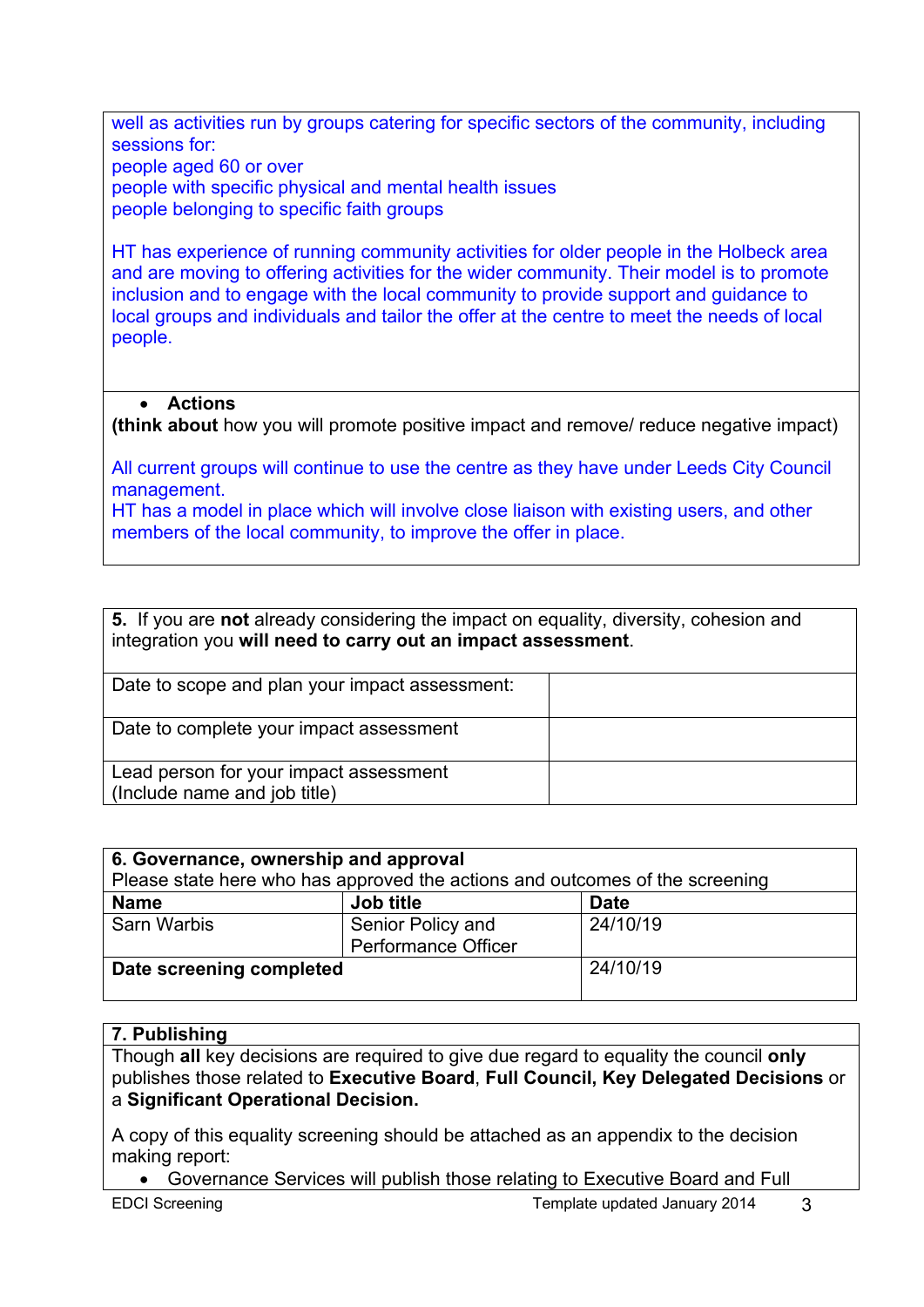well as activities run by groups catering for specific sectors of the community, including sessions for:
people aged 60 or over
people with specific physical and mental health issues
people belonging to specific faith groups

HT has experience of running community activities for older people in the Holbeck area and are moving to offering activities for the wider community. Their model is to promote inclusion and to engage with the local community to provide support and guidance to local groups and individuals and tailor the offer at the centre to meet the needs of local people.

- **Actions**

**(think about** how you will promote positive impact and remove/ reduce negative impact)

All current groups will continue to use the centre as they have under Leeds City Council management.
HT has a model in place which will involve close liaison with existing users, and other members of the local community, to improve the offer in place.

| **5.** If you are **not** already considering the impact on equality, diversity, cohesion and integration you **will need to carry out an impact assessment**. | |
|---|---|
| Date to scope and plan your impact assessment: | |
| Date to complete your impact assessment | |
| Lead person for your impact assessment (Include name and job title) | |

**6. Governance, ownership and approval**
Please state here who has approved the actions and outcomes of the screening

| **Name** | **Job title** | **Date** |
|---|---|---|
| Sarn Warbis | Senior Policy and Performance Officer | 24/10/19 |
| **Date screening completed** | | 24/10/19 |

**7. Publishing**

Though **all** key decisions are required to give due regard to equality the council **only** publishes those related to **Executive Board**, **Full Council, Key Delegated Decisions** or a **Significant Operational Decision.**

A copy of this equality screening should be attached as an appendix to the decision making report:

- Governance Services will publish those relating to Executive Board and Full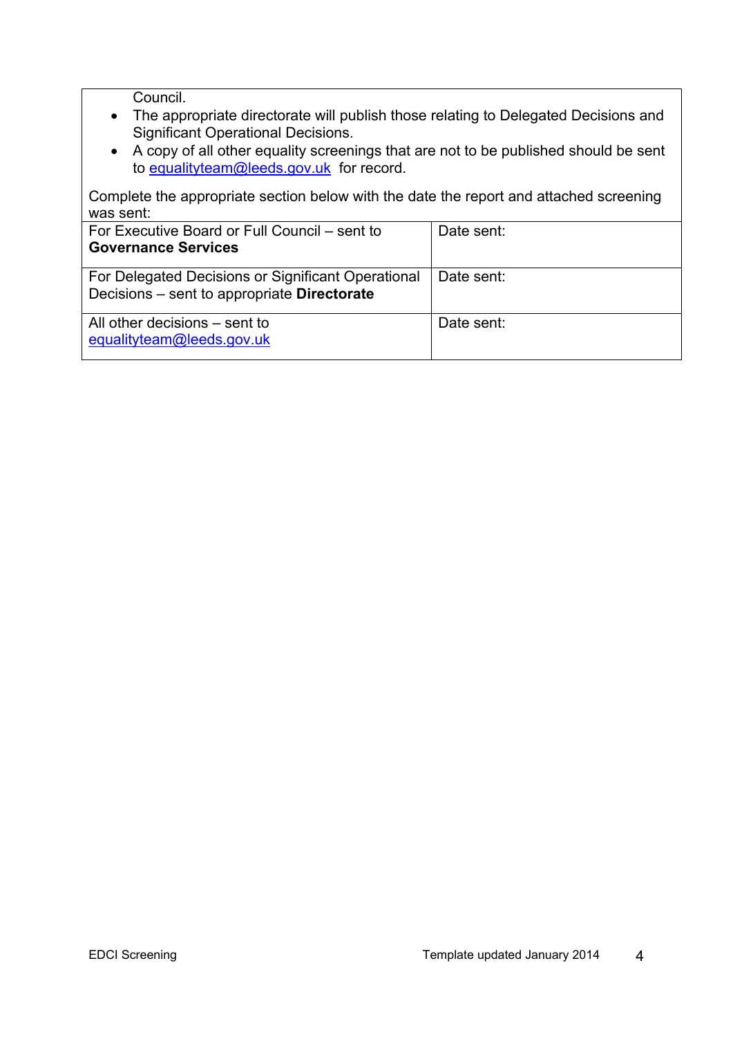Council.

- The appropriate directorate will publish those relating to Delegated Decisions and Significant Operational Decisions.
- A copy of all other equality screenings that are not to be published should be sent to equalityteam@leeds.gov.uk for record.

Complete the appropriate section below with the date the report and attached screening was sent:

| | |
|---|---|
| For Executive Board or Full Council – sent to **Governance Services** | Date sent: |
| For Delegated Decisions or Significant Operational Decisions – sent to appropriate **Directorate** | Date sent: |
| All other decisions – sent to equalityteam@leeds.gov.uk | Date sent: |